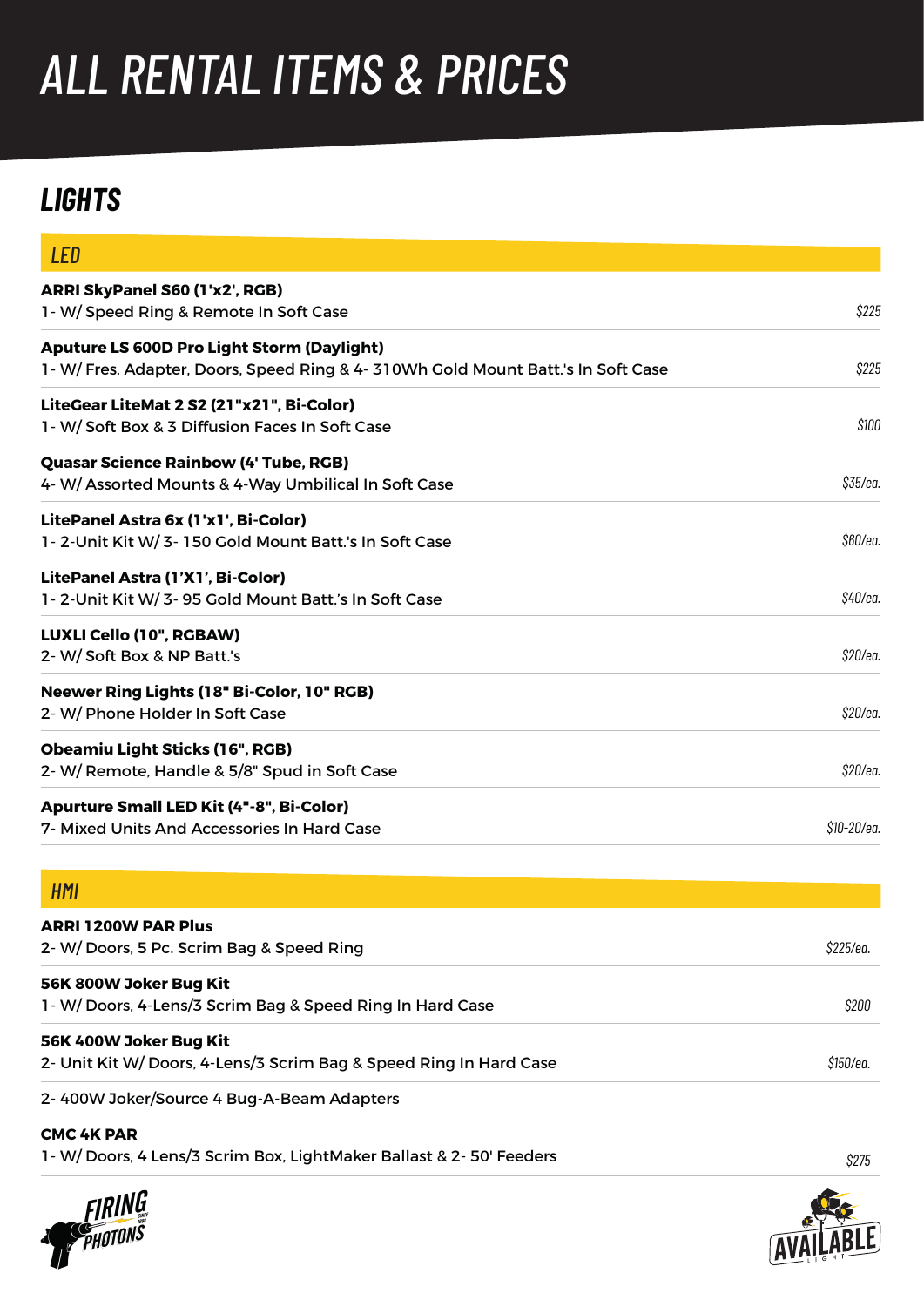# ALL RENTAL ITEMS & PRICES

## LIGHTS

### LED

| Item | Price |
|---|---|
| **ARRI SkyPanel S60 (1'x2', RGB)**<br>1- W/ Speed Ring & Remote In Soft Case | $225 |
| **Aputure LS 600D Pro Light Storm (Daylight)**<br>1- W/ Fres. Adapter, Doors, Speed Ring & 4- 310Wh Gold Mount Batt.'s In Soft Case | $225 |
| **LiteGear LiteMat 2 S2 (21"x21", Bi-Color)**<br>1- W/ Soft Box & 3 Diffusion Faces In Soft Case | $100 |
| **Quasar Science Rainbow (4' Tube, RGB)**<br>4- W/ Assorted Mounts & 4-Way Umbilical In Soft Case | $35/ea. |
| **LitePanel Astra 6x (1'x1', Bi-Color)**<br>1- 2-Unit Kit W/ 3- 150 Gold Mount Batt.'s In Soft Case | $60/ea. |
| **LitePanel Astra (1'X1', Bi-Color)**<br>1- 2-Unit Kit W/ 3- 95 Gold Mount Batt.'s In Soft Case | $40/ea. |
| **LUXLI Cello (10", RGBAW)**<br>2- W/ Soft Box & NP Batt.'s | $20/ea. |
| **Neewer Ring Lights (18" Bi-Color, 10" RGB)**<br>2- W/ Phone Holder In Soft Case | $20/ea. |
| **Obeamiu Light Sticks (16", RGB)**<br>2- W/ Remote, Handle & 5/8" Spud in Soft Case | $20/ea. |
| **Apurture Small LED Kit (4"-8", Bi-Color)**<br>7- Mixed Units And Accessories In Hard Case | $10-20/ea. |

### HMI

| Item | Price |
|---|---|
| **ARRI 1200W PAR Plus**<br>2- W/ Doors, 5 Pc. Scrim Bag & Speed Ring | $225/ea. |
| **56K 800W Joker Bug Kit**<br>1- W/ Doors, 4-Lens/3 Scrim Bag & Speed Ring In Hard Case | $200 |
| **56K 400W Joker Bug Kit**<br>2- Unit Kit W/ Doors, 4-Lens/3 Scrim Bag & Speed Ring In Hard Case | $150/ea. |
| 2- 400W Joker/Source 4 Bug-A-Beam Adapters<br><br>**CMC 4K PAR**<br>1- W/ Doors, 4 Lens/3 Scrim Box, LightMaker Ballast & 2- 50' Feeders | $275 |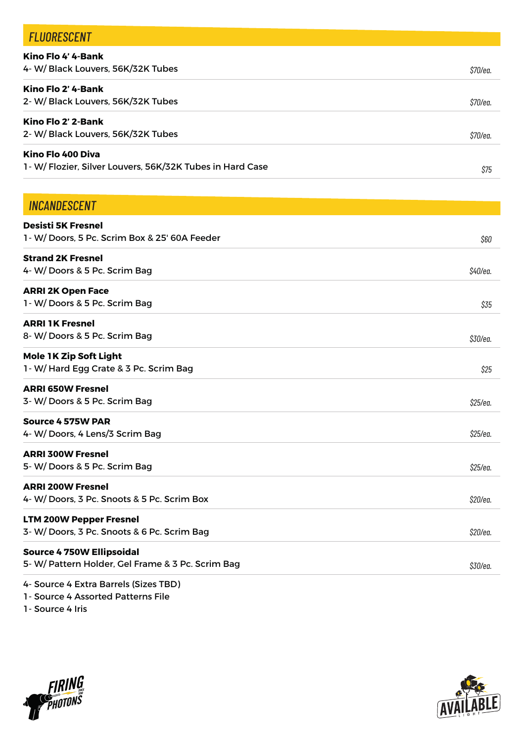## FLUORESCENT

**Kino Flo 4' 4-Bank**
4- W/ Black Louvers, 56K/32K Tubes — *$70/ea.*

**Kino Flo 2' 4-Bank**
2- W/ Black Louvers, 56K/32K Tubes — *$70/ea.*

**Kino Flo 2' 2-Bank**
2- W/ Black Louvers, 56K/32K Tubes — *$70/ea.*

**Kino Flo 400 Diva**
1- W/ Flozier, Silver Louvers, 56K/32K Tubes in Hard Case — *$75*

## INCANDESCENT

**Desisti 5K Fresnel**
1- W/ Doors, 5 Pc. Scrim Box & 25' 60A Feeder — *$60*

**Strand 2K Fresnel**
4- W/ Doors & 5 Pc. Scrim Bag — *$40/ea.*

**ARRI 2K Open Face**
1- W/ Doors & 5 Pc. Scrim Bag — *$35*

**ARRI 1K Fresnel**
8- W/ Doors & 5 Pc. Scrim Bag — *$30/ea.*

**Mole 1K Zip Soft Light**
1- W/ Hard Egg Crate & 3 Pc. Scrim Bag — *$25*

**ARRI 650W Fresnel**
3- W/ Doors & 5 Pc. Scrim Bag — *$25/ea.*

**Source 4 575W PAR**
4- W/ Doors, 4 Lens/3 Scrim Bag — *$25/ea.*

**ARRI 300W Fresnel**
5- W/ Doors & 5 Pc. Scrim Bag — *$25/ea.*

**ARRI 200W Fresnel**
4- W/ Doors, 3 Pc. Snoots & 5 Pc. Scrim Box — *$20/ea.*

**LTM 200W Pepper Fresnel**
3- W/ Doors, 3 Pc. Snoots & 6 Pc. Scrim Bag — *$20/ea.*

**Source 4 750W Ellipsoidal**
5- W/ Pattern Holder, Gel Frame & 3 Pc. Scrim Bag — *$30/ea.*

4- Source 4 Extra Barrels (Sizes TBD)
1- Source 4 Assorted Patterns File
1- Source 4 Iris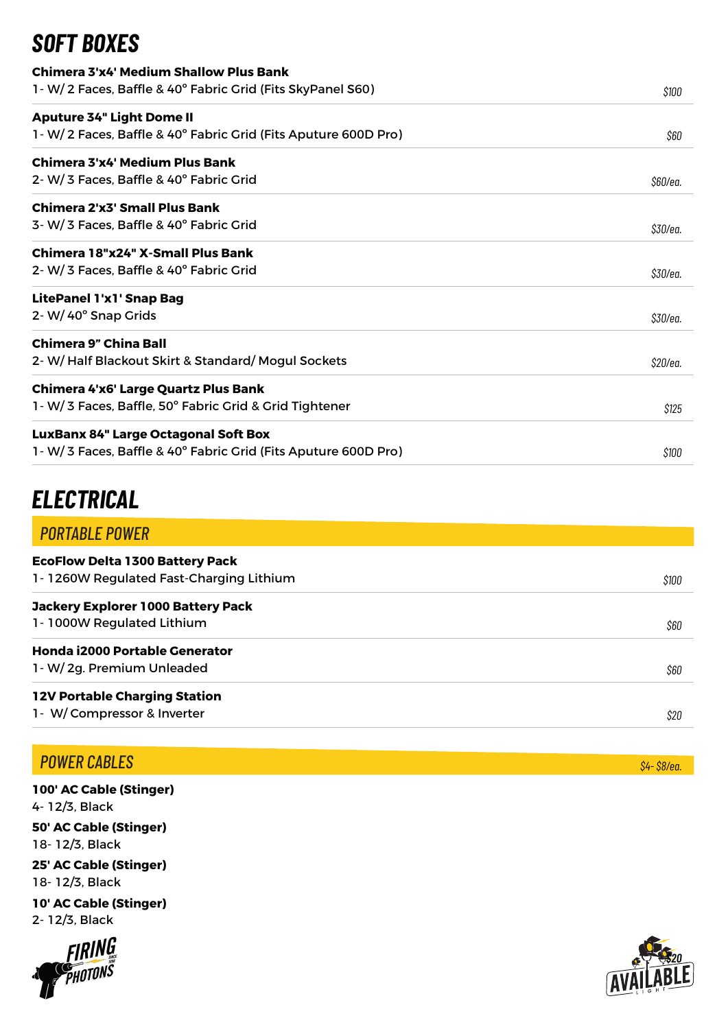# SOFT BOXES

| Item | Price |
| --- | --- |
| **Chimera 3'x4' Medium Shallow Plus Bank**<br>1- W/ 2 Faces, Baffle & 40° Fabric Grid (Fits SkyPanel S60) | *$100* |
| **Aputure 34" Light Dome II**<br>1- W/ 2 Faces, Baffle & 40° Fabric Grid (Fits Aputure 600D Pro) | *$60* |
| **Chimera 3'x4' Medium Plus Bank**<br>2- W/ 3 Faces, Baffle & 40° Fabric Grid | *$60/ea.* |
| **Chimera 2'x3' Small Plus Bank**<br>3- W/ 3 Faces, Baffle & 40° Fabric Grid | *$30/ea.* |
| **Chimera 18"x24" X-Small Plus Bank**<br>2- W/ 3 Faces, Baffle & 40° Fabric Grid | *$30/ea.* |
| **LitePanel 1'x1' Snap Bag**<br>2- W/ 40° Snap Grids | *$30/ea.* |
| **Chimera 9" China Ball**<br>2- W/ Half Blackout Skirt & Standard/ Mogul Sockets | *$20/ea.* |
| **Chimera 4'x6' Large Quartz Plus Bank**<br>1- W/ 3 Faces, Baffle, 50° Fabric Grid & Grid Tightener | *$125* |
| **LuxBanx 84" Large Octagonal Soft Box**<br>1- W/ 3 Faces, Baffle & 40° Fabric Grid (Fits Aputure 600D Pro) | *$100* |

# ELECTRICAL

## PORTABLE POWER

| Item | Price |
| --- | --- |
| **EcoFlow Delta 1300 Battery Pack**<br>1- 1260W Regulated Fast-Charging Lithium | *$100* |
| **Jackery Explorer 1000 Battery Pack**<br>1- 1000W Regulated Lithium | *$60* |
| **Honda i2000 Portable Generator**<br>1- W/ 2g. Premium Unleaded | *$60* |
| **12V Portable Charging Station**<br>1- W/ Compressor & Inverter | *$20* |

## POWER CABLES

*$4- $8/ea.*

**100' AC Cable (Stinger)**
4- 12/3, Black

**50' AC Cable (Stinger)**
18- 12/3, Black

**25' AC Cable (Stinger)**
18- 12/3, Black

**10' AC Cable (Stinger)**
2- 12/3, Black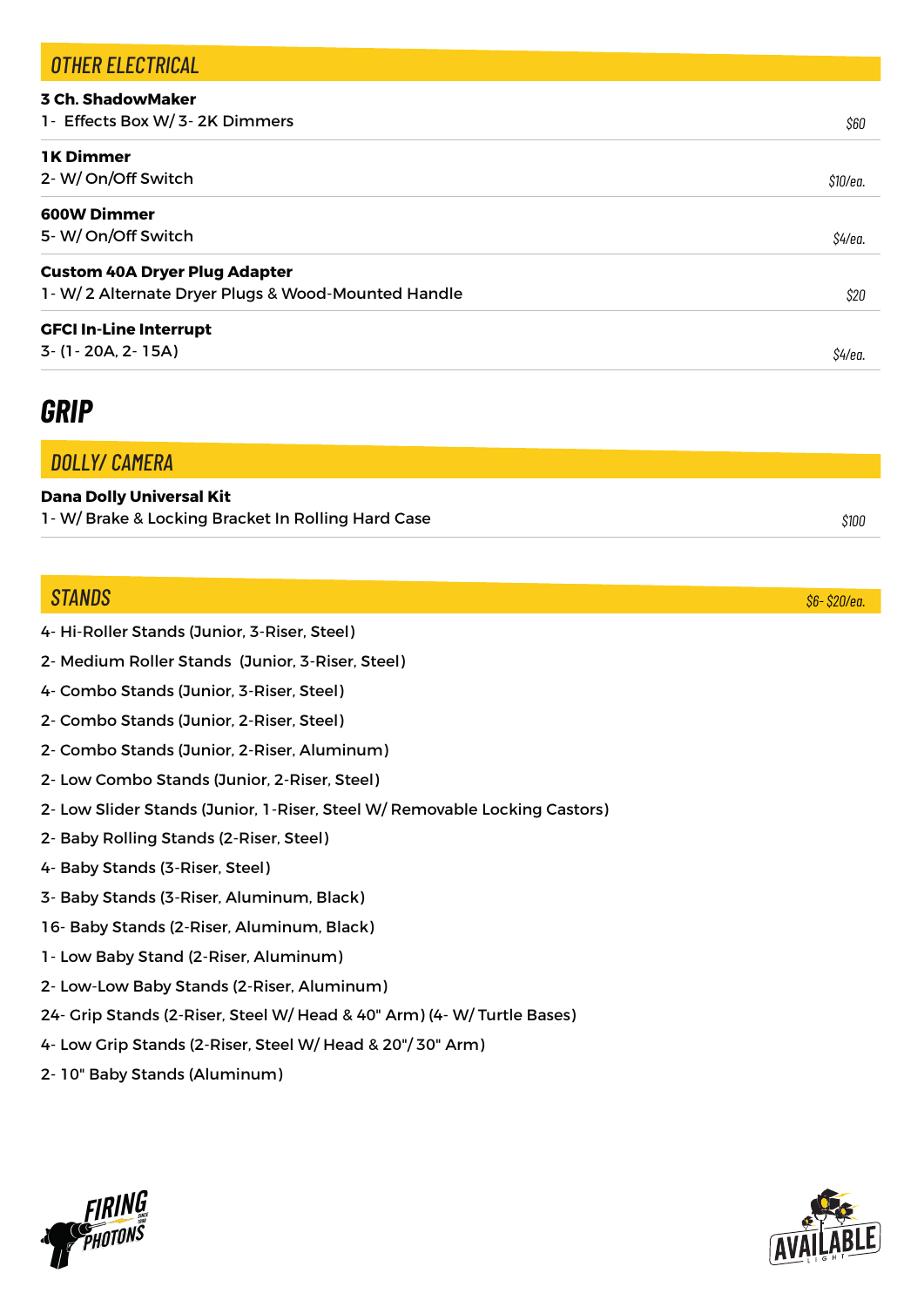### OTHER ELECTRICAL

**3 Ch. ShadowMaker**
1- Effects Box W/ 3- 2K Dimmers — *$60*

**1K Dimmer**
2- W/ On/Off Switch — *$10/ea.*

**600W Dimmer**
5- W/ On/Off Switch — *$4/ea.*

**Custom 40A Dryer Plug Adapter**
1- W/ 2 Alternate Dryer Plugs & Wood-Mounted Handle — *$20*

**GFCI In-Line Interrupt**
3- (1- 20A, 2- 15A) — *$4/ea.*

## GRIP

### DOLLY/ CAMERA

**Dana Dolly Universal Kit**
1- W/ Brake & Locking Bracket In Rolling Hard Case — *$100*

### STANDS — *$6- $20/ea.*

4- Hi-Roller Stands (Junior, 3-Riser, Steel)
2- Medium Roller Stands (Junior, 3-Riser, Steel)
4- Combo Stands (Junior, 3-Riser, Steel)
2- Combo Stands (Junior, 2-Riser, Steel)
2- Combo Stands (Junior, 2-Riser, Aluminum)
2- Low Combo Stands (Junior, 2-Riser, Steel)
2- Low Slider Stands (Junior, 1-Riser, Steel W/ Removable Locking Castors)
2- Baby Rolling Stands (2-Riser, Steel)
4- Baby Stands (3-Riser, Steel)
3- Baby Stands (3-Riser, Aluminum, Black)
16- Baby Stands (2-Riser, Aluminum, Black)
1- Low Baby Stand (2-Riser, Aluminum)
2- Low-Low Baby Stands (2-Riser, Aluminum)
24- Grip Stands (2-Riser, Steel W/ Head & 40" Arm) (4- W/ Turtle Bases)
4- Low Grip Stands (2-Riser, Steel W/ Head & 20"/ 30" Arm)
2- 10" Baby Stands (Aluminum)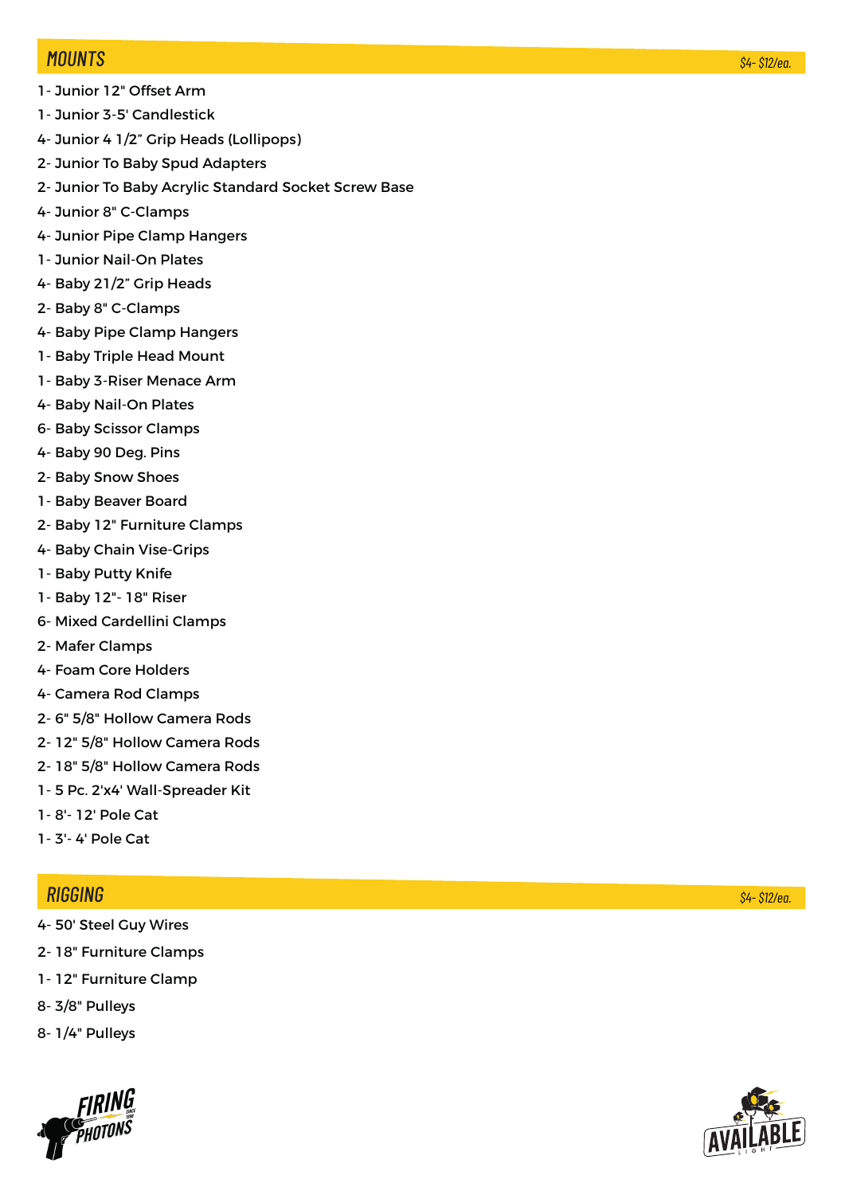## MOUNTS

$4- $12/ea.

1- Junior 12" Offset Arm

1- Junior 3-5' Candlestick

4- Junior 4 1/2" Grip Heads (Lollipops)

2- Junior To Baby Spud Adapters

2- Junior To Baby Acrylic Standard Socket Screw Base

4- Junior 8" C-Clamps

4- Junior Pipe Clamp Hangers

1- Junior Nail-On Plates

4- Baby 21/2" Grip Heads

2- Baby 8" C-Clamps

4- Baby Pipe Clamp Hangers

1- Baby Triple Head Mount

1- Baby 3-Riser Menace Arm

4- Baby Nail-On Plates

6- Baby Scissor Clamps

4- Baby 90 Deg. Pins

2- Baby Snow Shoes

1- Baby Beaver Board

2- Baby 12" Furniture Clamps

4- Baby Chain Vise-Grips

1- Baby Putty Knife

1- Baby 12"- 18" Riser

6- Mixed Cardellini Clamps

2- Mafer Clamps

4- Foam Core Holders

4- Camera Rod Clamps

2- 6" 5/8" Hollow Camera Rods

2- 12" 5/8" Hollow Camera Rods

2- 18" 5/8" Hollow Camera Rods

1- 5 Pc. 2'x4' Wall-Spreader Kit

1- 8'- 12' Pole Cat

1- 3'- 4' Pole Cat

## RIGGING

$4- $12/ea.

4- 50' Steel Guy Wires

2- 18" Furniture Clamps

1- 12" Furniture Clamp

8- 3/8" Pulleys

8- 1/4" Pulleys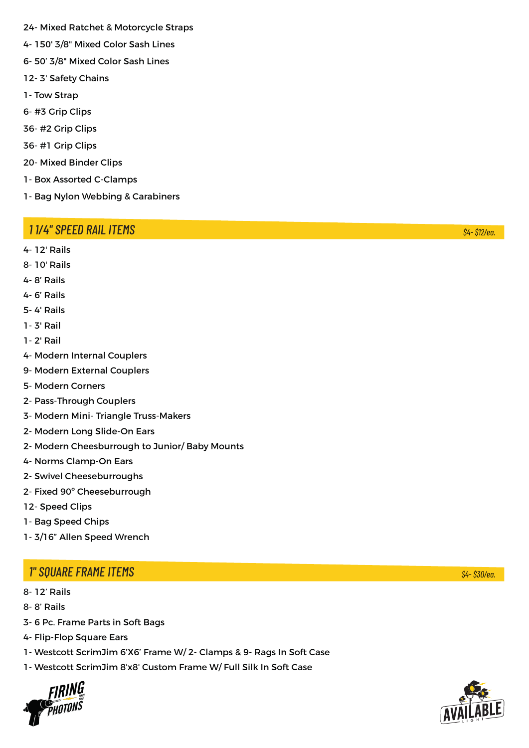24- Mixed Ratchet & Motorcycle Straps

4- 150' 3/8" Mixed Color Sash Lines

6- 50' 3/8" Mixed Color Sash Lines

12- 3' Safety Chains

1- Tow Strap

6- #3 Grip Clips

36- #2 Grip Clips

36- #1 Grip Clips

20- Mixed Binder Clips

1- Box Assorted C-Clamps

1- Bag Nylon Webbing & Carabiners

## 1 1/4" SPEED RAIL ITEMS

*$4- $12/ea.*

4- 12' Rails

8- 10' Rails

4- 8' Rails

4- 6' Rails

5- 4' Rails

1- 3' Rail

1- 2' Rail

4- Modern Internal Couplers

9- Modern External Couplers

5- Modern Corners

2- Pass-Through Couplers

3- Modern Mini- Triangle Truss-Makers

2- Modern Long Slide-On Ears

2- Modern Cheesburrough to Junior/ Baby Mounts

4- Norms Clamp-On Ears

2- Swivel Cheeseburroughs

2- Fixed 90° Cheeseburrough

12- Speed Clips

1- Bag Speed Chips

1- 3/16" Allen Speed Wrench

## 1" SQUARE FRAME ITEMS

*$4- $30/ea.*

8- 12' Rails

8- 8' Rails

3- 6 Pc. Frame Parts in Soft Bags

4- Flip-Flop Square Ears

1- Westcott ScrimJim 6'X6' Frame W/ 2- Clamps & 9- Rags In Soft Case

1- Westcott ScrimJim 8'x8' Custom Frame W/ Full Silk In Soft Case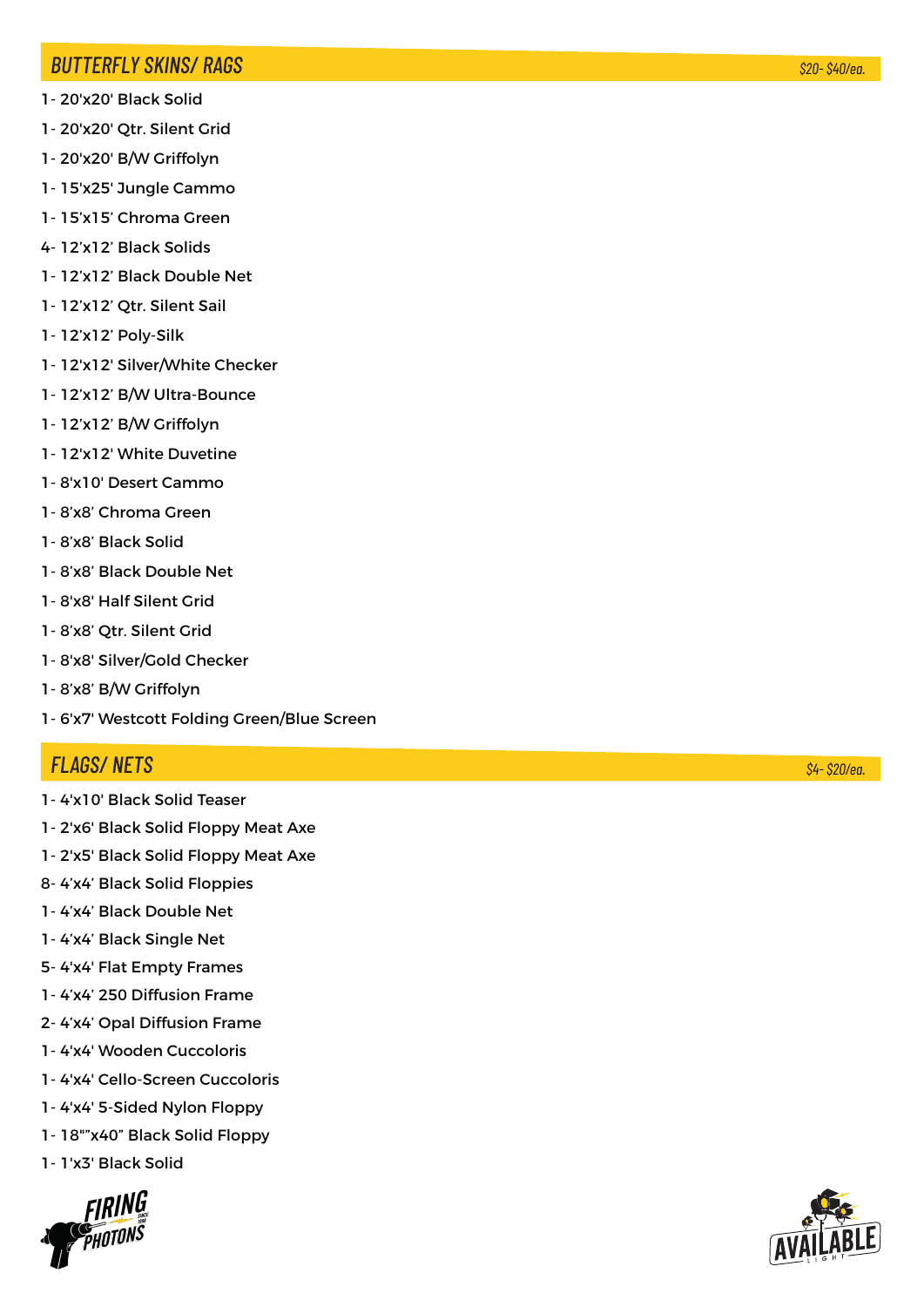## BUTTERFLY SKINS/ RAGS

$20- $40/ea.

1- 20'x20' Black Solid
1- 20'x20' Qtr. Silent Grid
1- 20'x20' B/W Griffolyn
1- 15'x25' Jungle Cammo
1- 15'x15' Chroma Green
4- 12'x12' Black Solids
1- 12'x12' Black Double Net
1- 12'x12' Qtr. Silent Sail
1- 12'x12' Poly-Silk
1- 12'x12' Silver/White Checker
1- 12'x12' B/W Ultra-Bounce
1- 12'x12' B/W Griffolyn
1- 12'x12' White Duvetine
1- 8'x10' Desert Cammo
1- 8'x8' Chroma Green
1- 8'x8' Black Solid
1- 8'x8' Black Double Net
1- 8'x8' Half Silent Grid
1- 8'x8' Qtr. Silent Grid
1- 8'x8' Silver/Gold Checker
1- 8'x8' B/W Griffolyn
1- 6'x7' Westcott Folding Green/Blue Screen

## FLAGS/ NETS

$4- $20/ea.

1- 4'x10' Black Solid Teaser
1- 2'x6' Black Solid Floppy Meat Axe
1- 2'x5' Black Solid Floppy Meat Axe
8- 4'x4' Black Solid Floppies
1- 4'x4' Black Double Net
1- 4'x4' Black Single Net
5- 4'x4' Flat Empty Frames
1- 4'x4' 250 Diffusion Frame
2- 4'x4' Opal Diffusion Frame
1- 4'x4' Wooden Cuccoloris
1- 4'x4' Cello-Screen Cuccoloris
1- 4'x4' 5-Sided Nylon Floppy
1- 18""x40" Black Solid Floppy
1- 1'x3' Black Solid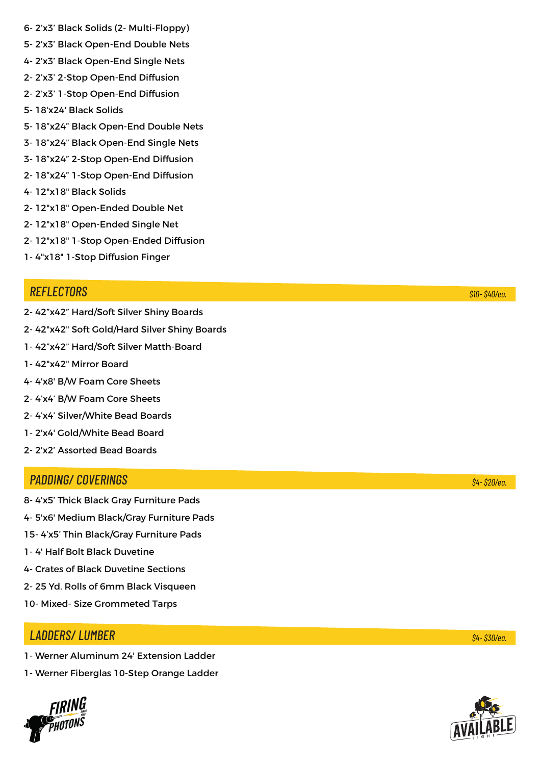6- 2'x3' Black Solids (2- Multi-Floppy)
5- 2'x3' Black Open-End Double Nets
4- 2'x3' Black Open-End Single Nets
2- 2'x3' 2-Stop Open-End Diffusion
2- 2'x3' 1-Stop Open-End Diffusion
5- 18'x24' Black Solids
5- 18"x24" Black Open-End Double Nets
3- 18"x24" Black Open-End Single Nets
3- 18"x24" 2-Stop Open-End Diffusion
2- 18"x24" 1-Stop Open-End Diffusion
4- 12"x18" Black Solids
2- 12"x18" Open-Ended Double Net
2- 12"x18" Open-Ended Single Net
2- 12"x18" 1-Stop Open-Ended Diffusion
1- 4"x18" 1-Stop Diffusion Finger

## *REFLECTORS* — *$10- $40/ea.*

2- 42"x42" Hard/Soft Silver Shiny Boards
2- 42"x42" Soft Gold/Hard Silver Shiny Boards
1- 42"x42" Hard/Soft Silver Matth-Board
1- 42"x42" Mirror Board
4- 4'x8' B/W Foam Core Sheets
2- 4'x4' B/W Foam Core Sheets
2- 4'x4' Silver/White Bead Boards
1- 2'x4' Gold/White Bead Board
2- 2'x2' Assorted Bead Boards

## *PADDING/ COVERINGS* — *$4- $20/ea.*

8- 4'x5' Thick Black Gray Furniture Pads
4- 5'x6' Medium Black/Gray Furniture Pads
15- 4'x5' Thin Black/Gray Furniture Pads
1- 4' Half Bolt Black Duvetine
4- Crates of Black Duvetine Sections
2- 25 Yd. Rolls of 6mm Black Visqueen
10- Mixed- Size Grommeted Tarps

## *LADDERS/ LUMBER* — *$4- $30/ea.*

1- Werner Aluminum 24' Extension Ladder
1- Werner Fiberglas 10-Step Orange Ladder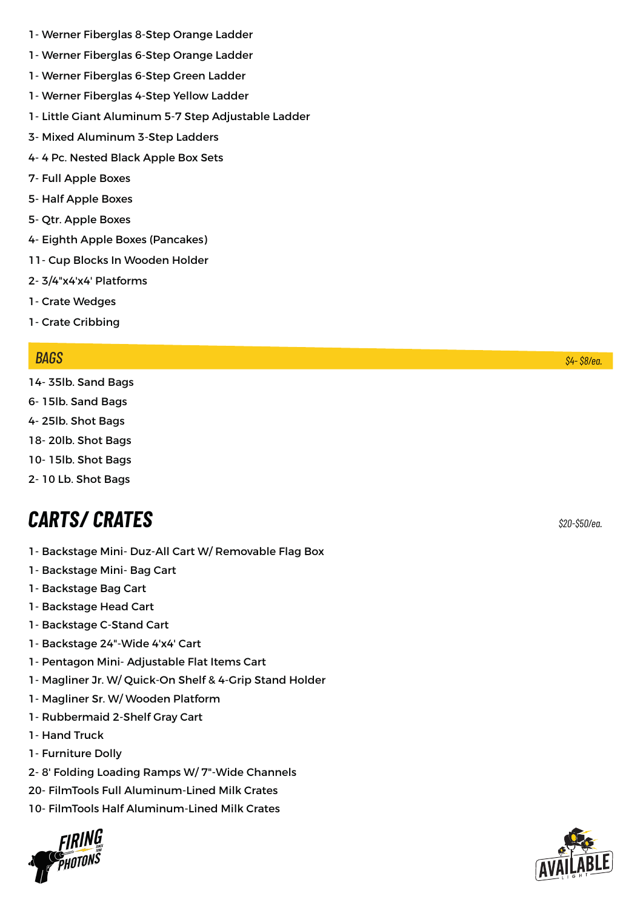1- Werner Fiberglas 8-Step Orange Ladder
1- Werner Fiberglas 6-Step Orange Ladder
1- Werner Fiberglas 6-Step Green Ladder
1- Werner Fiberglas 4-Step Yellow Ladder
1- Little Giant Aluminum 5-7 Step Adjustable Ladder
3- Mixed Aluminum 3-Step Ladders
4- 4 Pc. Nested Black Apple Box Sets
7- Full Apple Boxes
5- Half Apple Boxes
5- Qtr. Apple Boxes
4- Eighth Apple Boxes (Pancakes)
11- Cup Blocks In Wooden Holder
2- 3/4"x4'x4' Platforms
1- Crate Wedges
1- Crate Cribbing

## BAGS

*$4- $8/ea.*

14- 35lb. Sand Bags
6- 15lb. Sand Bags
4- 25lb. Shot Bags
18- 20lb. Shot Bags
10- 15lb. Shot Bags
2- 10 Lb. Shot Bags

# CARTS/ CRATES

*$20-$50/ea.*

1- Backstage Mini- Duz-All Cart W/ Removable Flag Box
1- Backstage Mini- Bag Cart
1- Backstage Bag Cart
1- Backstage Head Cart
1- Backstage C-Stand Cart
1- Backstage 24"-Wide 4'x4' Cart
1- Pentagon Mini- Adjustable Flat Items Cart
1- Magliner Jr. W/ Quick-On Shelf & 4-Grip Stand Holder
1- Magliner Sr. W/ Wooden Platform
1- Rubbermaid 2-Shelf Gray Cart
1- Hand Truck
1- Furniture Dolly
2- 8' Folding Loading Ramps W/ 7"-Wide Channels
20- FilmTools Full Aluminum-Lined Milk Crates
10- FilmTools Half Aluminum-Lined Milk Crates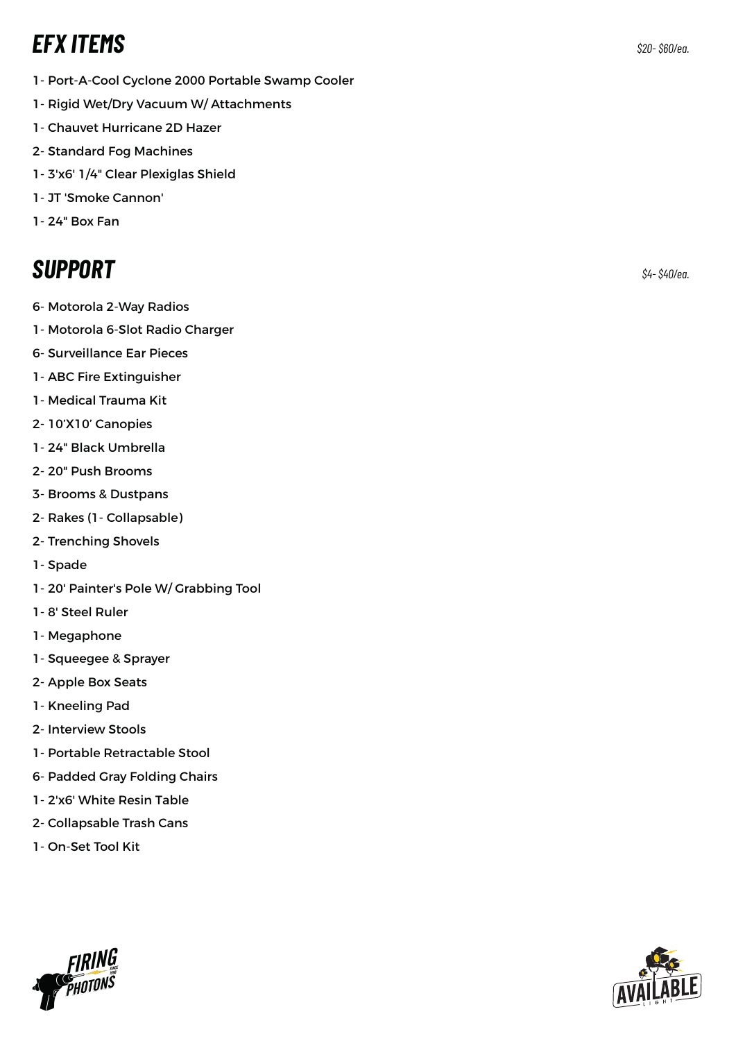## EFX ITEMS

*$20- $60/ea.*

1- Port-A-Cool Cyclone 2000 Portable Swamp Cooler

1- Rigid Wet/Dry Vacuum W/ Attachments

1- Chauvet Hurricane 2D Hazer

2- Standard Fog Machines

1- 3'x6' 1/4" Clear Plexiglas Shield

1- JT 'Smoke Cannon'

1- 24" Box Fan

## SUPPORT

*$4- $40/ea.*

6- Motorola 2-Way Radios

1- Motorola 6-Slot Radio Charger

6- Surveillance Ear Pieces

1- ABC Fire Extinguisher

1- Medical Trauma Kit

2- 10'X10' Canopies

1- 24" Black Umbrella

2- 20" Push Brooms

3- Brooms & Dustpans

2- Rakes (1- Collapsable)

2- Trenching Shovels

1- Spade

1- 20' Painter's Pole W/ Grabbing Tool

1- 8' Steel Ruler

1- Megaphone

1- Squeegee & Sprayer

2- Apple Box Seats

1- Kneeling Pad

2- Interview Stools

1- Portable Retractable Stool

6- Padded Gray Folding Chairs

1- 2'x6' White Resin Table

2- Collapsable Trash Cans

1- On-Set Tool Kit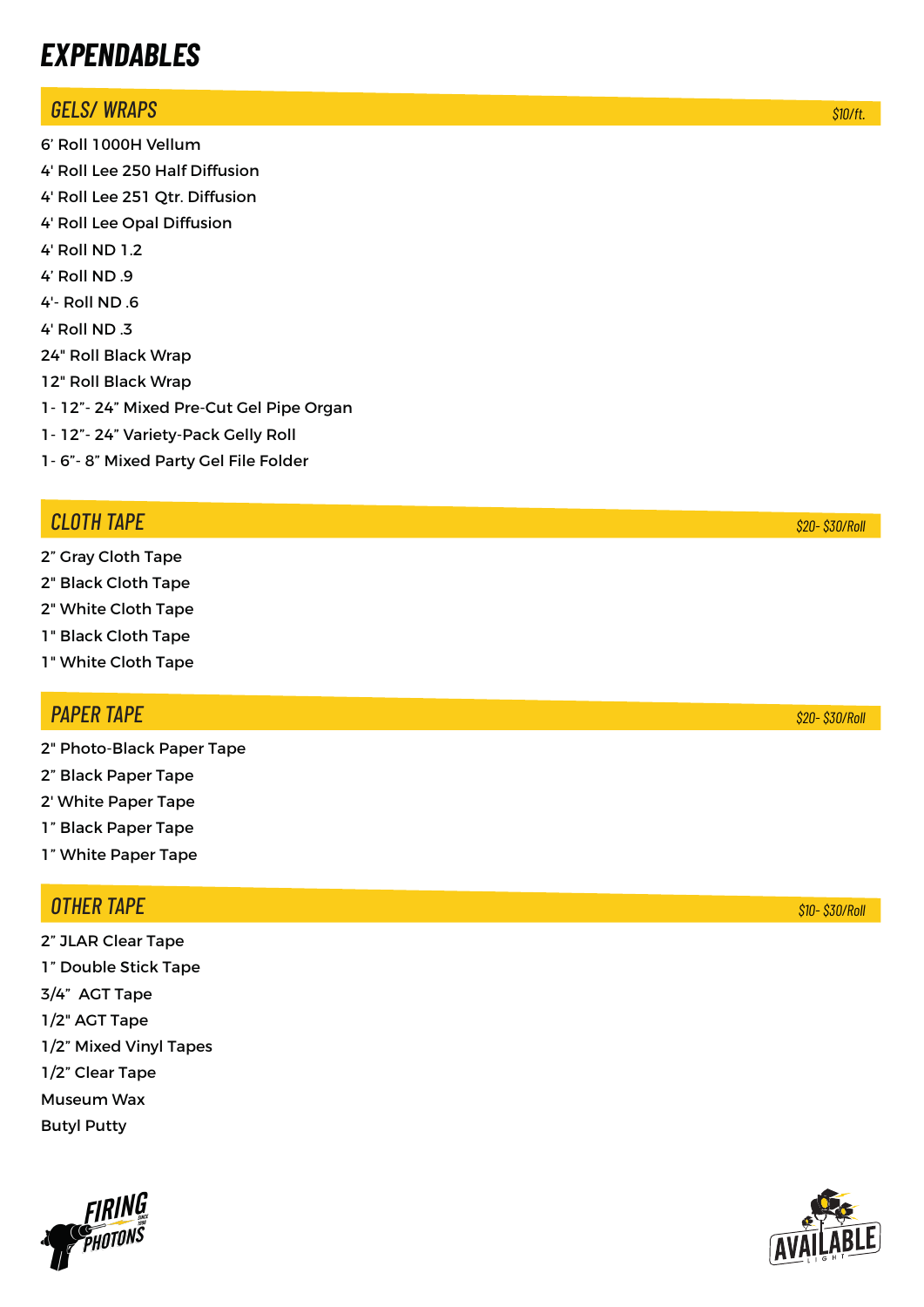# EXPENDABLES

## GELS/ WRAPS

*$10/ft.*

6' Roll 1000H Vellum
4' Roll Lee 250 Half Diffusion
4' Roll Lee 251 Qtr. Diffusion
4' Roll Lee Opal Diffusion
4' Roll ND 1.2
4' Roll ND .9
4'- Roll ND .6
4' Roll ND .3
24" Roll Black Wrap
12" Roll Black Wrap
1- 12”- 24” Mixed Pre-Cut Gel Pipe Organ
1- 12”- 24” Variety-Pack Gelly Roll
1- 6”- 8” Mixed Party Gel File Folder

## CLOTH TAPE

*$20- $30/Roll*

2” Gray Cloth Tape
2" Black Cloth Tape
2" White Cloth Tape
1" Black Cloth Tape
1" White Cloth Tape

## PAPER TAPE

*$20- $30/Roll*

2" Photo-Black Paper Tape
2” Black Paper Tape
2' White Paper Tape
1” Black Paper Tape
1” White Paper Tape

## OTHER TAPE

*$10- $30/Roll*

2” JLAR Clear Tape
1” Double Stick Tape
3/4” AGT Tape
1/2" AGT Tape
1/2” Mixed Vinyl Tapes
1/2” Clear Tape
Museum Wax
Butyl Putty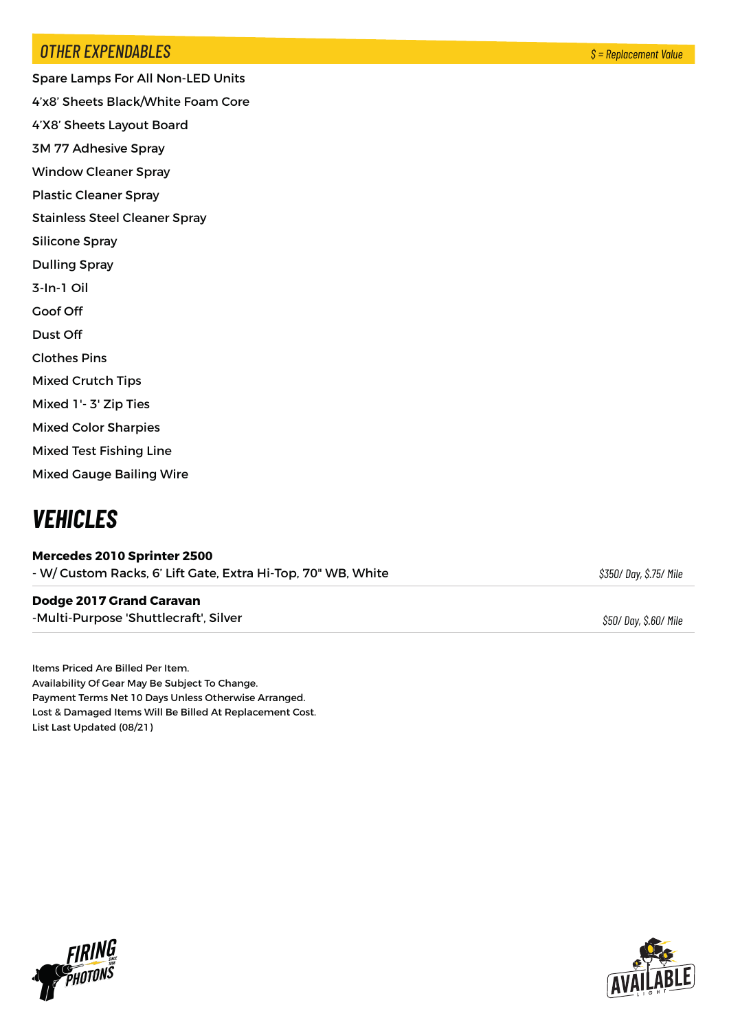## OTHER EXPENDABLES

*$ = Replacement Value*

Spare Lamps For All Non-LED Units
4'x8' Sheets Black/White Foam Core
4'X8' Sheets Layout Board
3M 77 Adhesive Spray
Window Cleaner Spray
Plastic Cleaner Spray
Stainless Steel Cleaner Spray
Silicone Spray
Dulling Spray
3-In-1 Oil
Goof Off
Dust Off
Clothes Pins
Mixed Crutch Tips
Mixed 1'- 3' Zip Ties
Mixed Color Sharpies
Mixed Test Fishing Line
Mixed Gauge Bailing Wire

# VEHICLES

| | |
|---|---|
| **Mercedes 2010 Sprinter 2500**<br>- W/ Custom Racks, 6' Lift Gate, Extra Hi-Top, 70" WB, White | *$350/ Day, $.75/ Mile* |
| **Dodge 2017 Grand Caravan**<br>-Multi-Purpose 'Shuttlecraft', Silver | *$50/ Day, $.60/ Mile* |

Items Priced Are Billed Per Item.
Availability Of Gear May Be Subject To Change.
Payment Terms Net 10 Days Unless Otherwise Arranged.
Lost & Damaged Items Will Be Billed At Replacement Cost.
List Last Updated (08/21)

FIRING PHOTONS SINCE 1998

AVAILABLE LIGHT